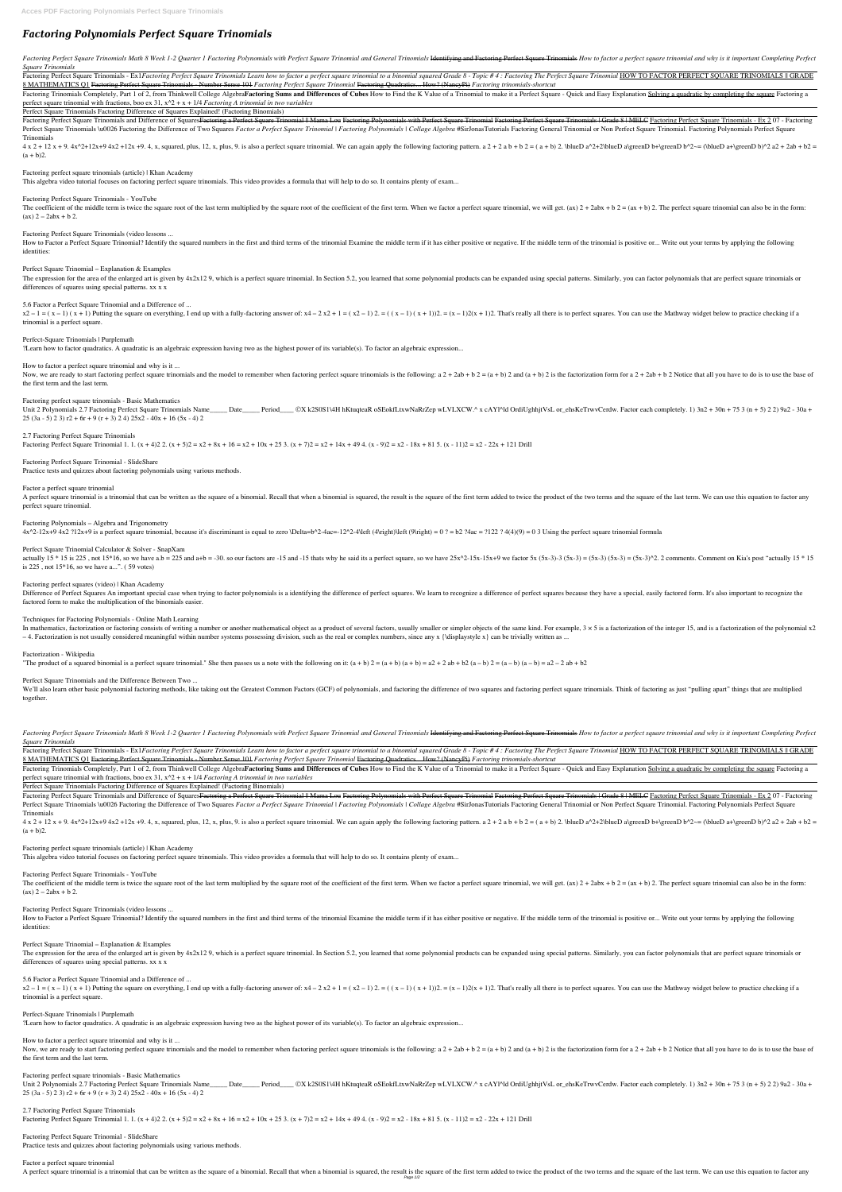// Acces PDF Factoring Polynomials Perfect Square Trinomials

# Factoring Polynomials Perfect Square Trinomials

*Factoring Perfect Square Trinomials Math 8 Week 1-2 Quarter 1 Factoring Polynomials with Perfect Square Trinomial and General Trinomials* Identifying and Factoring Perfect Square Trinomials *How to factor a perfect square trinomial and why is it important Completing Perfect Square Trinomials*

Factoring Perfect Square Trinomials - Ex1*Factoring Perfect Square Trinomials Learn how to factor a perfect square trinomial to a binomial squared Grade 8 - Topic # 4 : Factoring The Perfect Square Trinomial* HOW TO FACTOR PERFECT SQUARE TRINOMIALS || GRADE 8 MATHEMATICS Q1 Factoring Perfect Square Trinomials - Number Sense 101 *Factoring Perfect Square Trinomial* Factoring Quadratics... How? (NancyPi) *Factoring trinomials-shortcut*

Factoring Trinomials Completely, Part 1 of 2, from Thinkwell College Algebra**Factoring Sums and Differences of Cubes** How to Find the K Value of a Trinomial to make it a Perfect Square - Quick and Easy Explanation Solving a quadratic by completing the square Factoring a perfect square trinomial with fractions, boo ex 31, x^2 + x + 1/4 *Factoring A trinomial in two variables*

Perfect Square Trinomials Factoring Difference of Squares Explained! (Factoring Binomials)

Factoring Perfect Square Trinomials and Difference of SquaresFactoring a Perfect Square Trinomial || Mama Lou Factoring Polynomials with Perfect Square Trinomial Factoring Perfect Square Trinomials | Grade 8 | MELC Factoring Perfect Square Trinomials - Ex 2 07 - Factoring Perfect Square Trinomials \u0026 Factoring the Difference of Two Squares *Factor a Perfect Square Trinomial | Factoring Polynomials | Collage Algebra* #SirJonasTutorials Factoring General Trinomial or Non Perfect Square Trinomial. Factoring Polynomials Perfect Square Trinomials

4 x 2 + 12 x + 9. 4x^2+12x+9 4x2 +12x +9. 4, x, squared, plus, 12, x, plus, 9. is also a perfect square trinomial. We can again apply the following factoring pattern. a 2 + 2 a b + b 2 = ( a + b) 2. \blueD a^2+2\blueD a\greenD b+\greenD b^2~= (\blueD a+\greenD b)^2 a2 + 2ab + b2 = (a + b)2.

Factoring perfect square trinomials (article) | Khan Academy

This algebra video tutorial focuses on factoring perfect square trinomials. This video provides a formula that will help to do so. It contains plenty of exam...

Factoring Perfect Square Trinomials - YouTube

The coefficient of the middle term is twice the square root of the last term multiplied by the square root of the coefficient of the first term. When we factor a perfect square trinomial, we will get. (ax) 2 + 2abx + b 2 = (ax + b) 2. The perfect square trinomial can also be in the form: (ax) 2 – 2abx + b 2.

Factoring Perfect Square Trinomials (video lessons ...

How to Factor a Perfect Square Trinomial? Identify the squared numbers in the first and third terms of the trinomial Examine the middle term if it has either positive or negative. If the middle term of the trinomial is positive or... Write out your terms by applying the following identities:

Perfect Square Trinomial – Explanation & Examples

The expression for the area of the enlarged art is given by 4x2x12 9, which is a perfect square trinomial. In Section 5.2, you learned that some polynomial products can be expanded using special patterns. Similarly, you can factor polynomials that are perfect square trinomials or differences of squares using special patterns. xx x x

5.6 Factor a Perfect Square Trinomial and a Difference of ...

x2 – 1 = ( x – 1) ( x + 1) Putting the square on everything, I end up with a fully-factoring answer of: x4 – 2 x2 + 1 = ( x2 – 1) 2. = ( ( x – 1) ( x + 1))2. = (x – 1)2(x + 1)2. That's really all there is to perfect squares. You can use the Mathway widget below to practice checking if a trinomial is a perfect square.

Perfect-Square Trinomials | Purplemath

?Learn how to factor quadratics. A quadratic is an algebraic expression having two as the highest power of its variable(s). To factor an algebraic expression...

How to factor a perfect square trinomial and why is it ...

Now, we are ready to start factoring perfect square trinomials and the model to remember when factoring perfect square trinomials is the following: a 2 + 2ab + b 2 = (a + b) 2 and (a + b) 2 is the factorization form for a 2 + 2ab + b 2 Notice that all you have to do is to use the base of the first term and the last term.

Factoring perfect square trinomials - Basic Mathematics

Unit 2 Polynomials 2.7 Factoring Perfect Square Trinomials Name_____ Date_____ Period____ ©X k2S0S1\4H hKtuqteaR oSEofLtxwNaRrZep wLVLXCW.^ x cAYl^ld OrdiUghhjtVsL or_ehsKeTrwvCerdw. Factor each completely. 1) 3n2 + 30n + 75 3 (n + 5) 2 2) 9a2 - 30a + 25 (3a - 5) 2 3) r2 + 6r + 9 (r + 3) 2 4) 25x2 - 40x + 16 (5x - 4) 2

2.7 Factoring Perfect Square Trinomials

Factoring Perfect Square Trinomial 1. 1. (x + 4)2 2. (x + 5)2 = x2 + 8x + 16 = x2 + 10x + 25 3. (x + 7)2 = x2 + 14x + 49 4. (x - 9)2 = x2 - 18x + 81 5. (x - 11)2 = x2 - 22x + 121 Drill

Factoring Perfect Square Trinomial - SlideShare

Practice tests and quizzes about factoring polynomials using various methods.

Factor a perfect square trinomial

A perfect square trinomial is a trinomial that can be written as the square of a binomial. Recall that when a binomial is squared, the result is the square of the first term added to twice the product of the two terms and the square of the last term. We can use this equation to factor any perfect square trinomial.

Factoring Polynomials – Algebra and Trigonometry

4x^2-12x+9 4x2 ?12x+9 is a perfect square trinomial, because it's discriminant is equal to zero \Delta=b^2-4ac=-12^2-4\left (4\right)\left (9\right) = 0 ? = b2 ?4ac = ?122 ? 4(4)(9) = 0 3 Using the perfect square trinomial formula

Perfect Square Trinomial Calculator & Solver - SnapXam

actually 15 * 15 is 225 , not 15*16, so we have a.b = 225 and a+b = -30. so our factors are -15 and -15 thats why he said its a perfect square, so we have 25x^2-15x-15x+9 we factor 5x (5x-3)-3 (5x-3) = (5x-3) (5x-3) = (5x-3)^2. 2 comments. Comment on Kia's post "actually 15 * 15 is 225 , not 15*16, so we have a...". ( 59 votes)

Factoring perfect squares (video) | Khan Academy

Difference of Perfect Squares An important special case when trying to factor polynomials is a identifying the difference of perfect squares. We learn to recognize a difference of perfect squares because they have a special, easily factored form. It's also important to recognize the factored form to make the multiplication of the binomials easier.

Techniques for Factoring Polynomials - Online Math Learning

In mathematics, factorization or factoring consists of writing a number or another mathematical object as a product of several factors, usually smaller or simpler objects of the same kind. For example, 3 × 5 is a factorization of the integer 15, and is a factorization of the polynomial x2 – 4. Factorization is not usually considered meaningful within number systems possessing division, such as the real or complex numbers, since any x {\displaystyle x} can be trivially written as ...

Factorization - Wikipedia

"The product of a squared binomial is a perfect square trinomial." She then passes us a note with the following on it: (a + b) 2 = (a + b) (a + b) = a2 + 2 ab + b2 (a – b) 2 = (a – b) (a – b) = a2 – 2 ab + b2

Perfect Square Trinomials and the Difference Between Two ...

We'll also learn other basic polynomial factoring methods, like taking out the Greatest Common Factors (GCF) of polynomials, and factoring the difference of two squares and factoring perfect square trinomials. Think of factoring as just "pulling apart" things that are multiplied together.

*Factoring Perfect Square Trinomials Math 8 Week 1-2 Quarter 1 Factoring Polynomials with Perfect Square Trinomial and General Trinomials* Identifying and Factoring Perfect Square Trinomials *How to factor a perfect square trinomial and why is it important Completing Perfect Square Trinomials*

Factoring Perfect Square Trinomials - Ex1*Factoring Perfect Square Trinomials Learn how to factor a perfect square trinomial to a binomial squared Grade 8 - Topic # 4 : Factoring The Perfect Square Trinomial* HOW TO FACTOR PERFECT SQUARE TRINOMIALS || GRADE 8 MATHEMATICS Q1 Factoring Perfect Square Trinomials - Number Sense 101 *Factoring Perfect Square Trinomial* Factoring Quadratics... How? (NancyPi) *Factoring trinomials-shortcut*

Factoring Trinomials Completely, Part 1 of 2, from Thinkwell College Algebra**Factoring Sums and Differences of Cubes** How to Find the K Value of a Trinomial to make it a Perfect Square - Quick and Easy Explanation Solving a quadratic by completing the square Factoring a perfect square trinomial with fractions, boo ex 31, x^2 + x + 1/4 *Factoring A trinomial in two variables*

Perfect Square Trinomials Factoring Difference of Squares Explained! (Factoring Binomials)

Factoring Perfect Square Trinomials and Difference of SquaresFactoring a Perfect Square Trinomial || Mama Lou Factoring Polynomials with Perfect Square Trinomial Factoring Perfect Square Trinomials | Grade 8 | MELC Factoring Perfect Square Trinomials - Ex 2 07 - Factoring Perfect Square Trinomials \u0026 Factoring the Difference of Two Squares *Factor a Perfect Square Trinomial | Factoring Polynomials | Collage Algebra* #SirJonasTutorials Factoring General Trinomial or Non Perfect Square Trinomial. Factoring Polynomials Perfect Square Trinomials

4 x 2 + 12 x + 9. 4x^2+12x+9 4x2 +12x +9. 4, x, squared, plus, 12, x, plus, 9. is also a perfect square trinomial. We can again apply the following factoring pattern. a 2 + 2 a b + b 2 = ( a + b) 2. \blueD a^2+2\blueD a\greenD b+\greenD b^2~= (\blueD a+\greenD b)^2 a2 + 2ab + b2 = (a + b)2.

Factoring perfect square trinomials (article) | Khan Academy

This algebra video tutorial focuses on factoring perfect square trinomials. This video provides a formula that will help to do so. It contains plenty of exam...

Factoring Perfect Square Trinomials - YouTube

The coefficient of the middle term is twice the square root of the last term multiplied by the square root of the coefficient of the first term. When we factor a perfect square trinomial, we will get. (ax) 2 + 2abx + b 2 = (ax + b) 2. The perfect square trinomial can also be in the form: (ax) 2 – 2abx + b 2.

Factoring Perfect Square Trinomials (video lessons ...

How to Factor a Perfect Square Trinomial? Identify the squared numbers in the first and third terms of the trinomial Examine the middle term if it has either positive or negative. If the middle term of the trinomial is positive or... Write out your terms by applying the following identities:

Perfect Square Trinomial – Explanation & Examples

The expression for the area of the enlarged art is given by 4x2x12 9, which is a perfect square trinomial. In Section 5.2, you learned that some polynomial products can be expanded using special patterns. Similarly, you can factor polynomials that are perfect square trinomials or differences of squares using special patterns. xx x x

5.6 Factor a Perfect Square Trinomial and a Difference of ...

x2 – 1 = ( x – 1) ( x + 1) Putting the square on everything, I end up with a fully-factoring answer of: x4 – 2 x2 + 1 = ( x2 – 1) 2. = ( ( x – 1) ( x + 1))2. = (x – 1)2(x + 1)2. That's really all there is to perfect squares. You can use the Mathway widget below to practice checking if a trinomial is a perfect square.

Perfect-Square Trinomials | Purplemath

?Learn how to factor quadratics. A quadratic is an algebraic expression having two as the highest power of its variable(s). To factor an algebraic expression...

How to factor a perfect square trinomial and why is it ...

Now, we are ready to start factoring perfect square trinomials and the model to remember when factoring perfect square trinomials is the following: a 2 + 2ab + b 2 = (a + b) 2 and (a + b) 2 is the factorization form for a 2 + 2ab + b 2 Notice that all you have to do is to use the base of the first term and the last term.

Factoring perfect square trinomials - Basic Mathematics

Unit 2 Polynomials 2.7 Factoring Perfect Square Trinomials Name_____ Date_____ Period____ ©X k2S0S1\4H hKtuqteaR oSEofLtxwNaRrZep wLVLXCW.^ x cAYl^ld OrdiUghhjtVsL or_ehsKeTrwvCerdw. Factor each completely. 1) 3n2 + 30n + 75 3 (n + 5) 2 2) 9a2 - 30a + 25 (3a - 5) 2 3) r2 + 6r + 9 (r + 3) 2 4) 25x2 - 40x + 16 (5x - 4) 2

2.7 Factoring Perfect Square Trinomials

Factoring Perfect Square Trinomial 1. 1. (x + 4)2 2. (x + 5)2 = x2 + 8x + 16 = x2 + 10x + 25 3. (x + 7)2 = x2 + 14x + 49 4. (x - 9)2 = x2 - 18x + 81 5. (x - 11)2 = x2 - 22x + 121 Drill

Factoring Perfect Square Trinomial - SlideShare

Practice tests and quizzes about factoring polynomials using various methods.

Factor a perfect square trinomial

A perfect square trinomial is a trinomial that can be written as the square of a binomial. Recall that when a binomial is squared, the result is the square of the first term added to twice the product of the two terms and the square of the last term. We can use this equation to factor any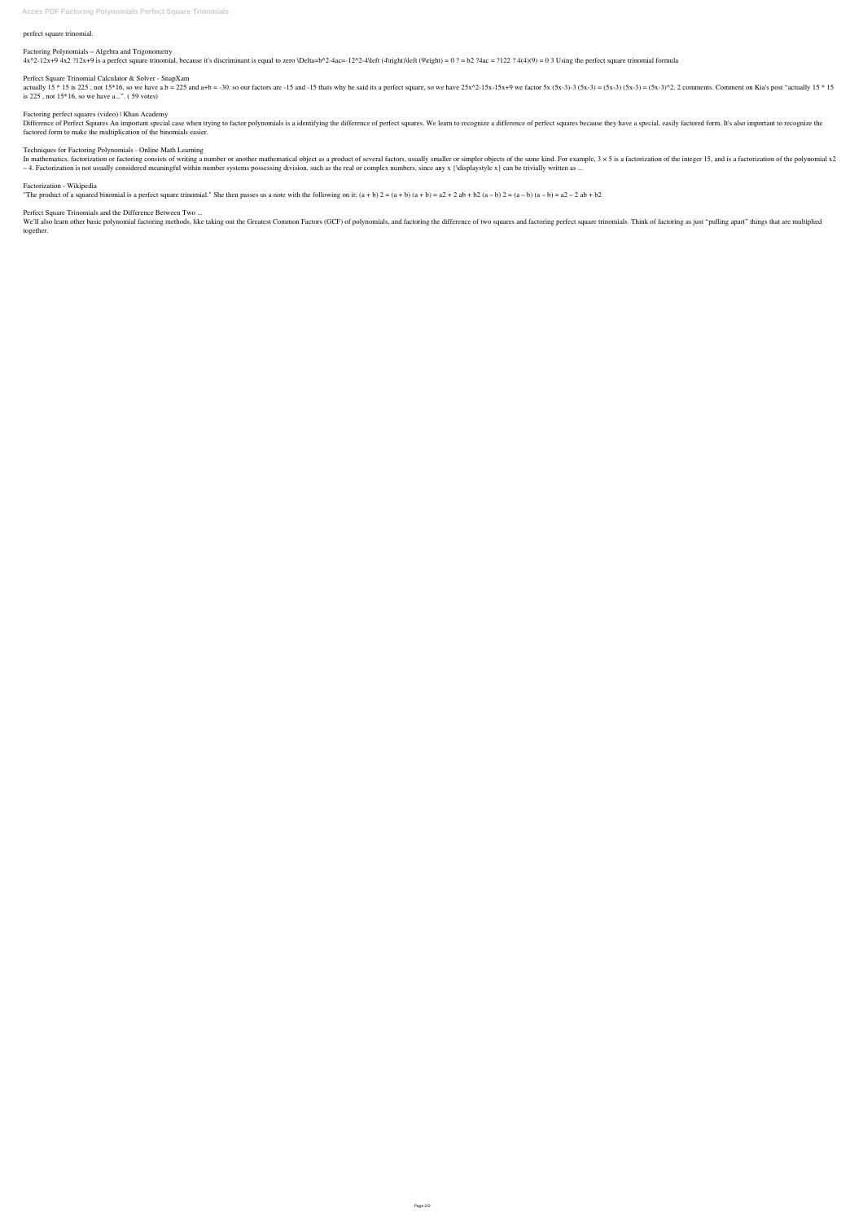perfect square trinomial.

Factoring Polynomials – Algebra and Trigonometry

4x^2-12x+9 4x2 ?12x+9 is a perfect square trinomial, because it's discriminant is equal to zero \Delta=b^2-4ac=-12^2-4\left (4\right)\left (9\right) = 0 ? = b2 ?4ac = ?122 ? 4(4)(9) = 0 3 Using the perfect square trinomial formula

Perfect Square Trinomial Calculator & Solver - SnapXam

actually 15 * 15 is 225 , not 15*16, so we have a.b = 225 and a+b = -30. so our factors are -15 and -15 thats why he said its a perfect square, so we have 25x^2-15x-15x+9 we factor 5x (5x-3)-3 (5x-3) = (5x-3) (5x-3) = (5x-3)^2. 2 comments. Comment on Kia's post "actually 15 * 15 is 225 , not 15*16, so we have a...". ( 59 votes)

Factoring perfect squares (video) | Khan Academy

Difference of Perfect Squares An important special case when trying to factor polynomials is a identifying the difference of perfect squares. We learn to recognize a difference of perfect squares because they have a special, easily factored form. It's also important to recognize the factored form to make the multiplication of the binomials easier.

Techniques for Factoring Polynomials - Online Math Learning

In mathematics, factorization or factoring consists of writing a number or another mathematical object as a product of several factors, usually smaller or simpler objects of the same kind. For example, 3 × 5 is a factorization of the integer 15, and is a factorization of the polynomial x2 – 4. Factorization is not usually considered meaningful within number systems possessing division, such as the real or complex numbers, since any x {\displaystyle x} can be trivially written as ...

Factorization - Wikipedia

"The product of a squared binomial is a perfect square trinomial." She then passes us a note with the following on it: (a + b) 2 = (a + b) (a + b) = a2 + 2 ab + b2 (a – b) 2 = (a – b) (a – b) = a2 – 2 ab + b2

Perfect Square Trinomials and the Difference Between Two ...

We'll also learn other basic polynomial factoring methods, like taking out the Greatest Common Factors (GCF) of polynomials, and factoring the difference of two squares and factoring perfect square trinomials. Think of factoring as just "pulling apart" things that are multiplied together.